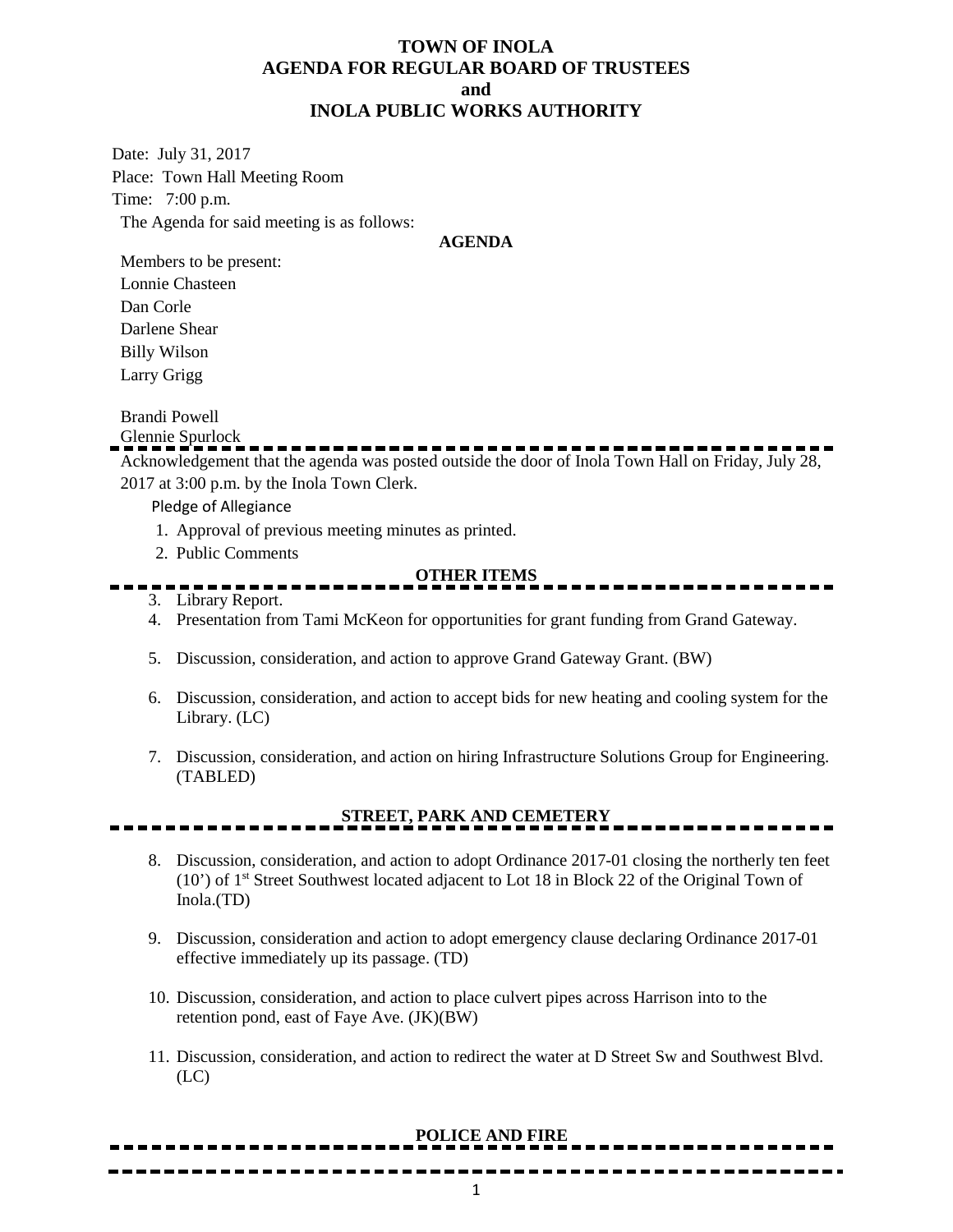# TOWN OF INOLA
## AGENDA FOR REGULAR BOARD OF TRUSTEES
## and
## INOLA PUBLIC WORKS AUTHORITY

Date: July 31, 2017

Place: Town Hall Meeting Room

Time: 7:00 p.m.

The Agenda for said meeting is as follows:

**AGENDA**

Members to be present:

Lonnie Chasteen

Dan Corle

Darlene Shear

Billy Wilson

Larry Grigg

Brandi Powell

Glennie Spurlock

---

Acknowledgement that the agenda was posted outside the door of Inola Town Hall on Friday, July 28, 2017 at 3:00 p.m. by the Inola Town Clerk.

Pledge of Allegiance

1. Approval of previous meeting minutes as printed.
2. Public Comments

**OTHER ITEMS**

---

3. Library Report.
4. Presentation from Tami McKeon for opportunities for grant funding from Grand Gateway.
5. Discussion, consideration, and action to approve Grand Gateway Grant. (BW)
6. Discussion, consideration, and action to accept bids for new heating and cooling system for the Library. (LC)
7. Discussion, consideration, and action on hiring Infrastructure Solutions Group for Engineering. (TABLED)

**STREET, PARK AND CEMETERY**

---

8. Discussion, consideration, and action to adopt Ordinance 2017-01 closing the northerly ten feet (10') of 1st Street Southwest located adjacent to Lot 18 in Block 22 of the Original Town of Inola.(TD)
9. Discussion, consideration and action to adopt emergency clause declaring Ordinance 2017-01 effective immediately up its passage. (TD)
10. Discussion, consideration, and action to place culvert pipes across Harrison into to the retention pond, east of Faye Ave. (JK)(BW)
11. Discussion, consideration, and action to redirect the water at D Street Sw and Southwest Blvd. (LC)

**POLICE AND FIRE**

---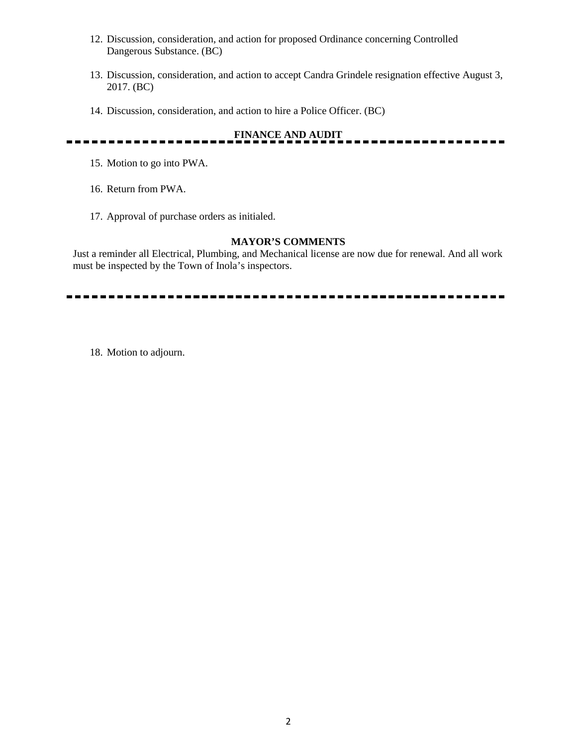12. Discussion, consideration, and action for proposed Ordinance concerning Controlled Dangerous Substance. (BC)

13. Discussion, consideration, and action to accept Candra Grindele resignation effective August 3, 2017. (BC)

14. Discussion, consideration, and action to hire a Police Officer. (BC)

---

**FINANCE AND AUDIT**

15. Motion to go into PWA.

16. Return from PWA.

17. Approval of purchase orders as initialed.

**MAYOR'S COMMENTS**

Just a reminder all Electrical, Plumbing, and Mechanical license are now due for renewal. And all work must be inspected by the Town of Inola's inspectors.

---

18. Motion to adjourn.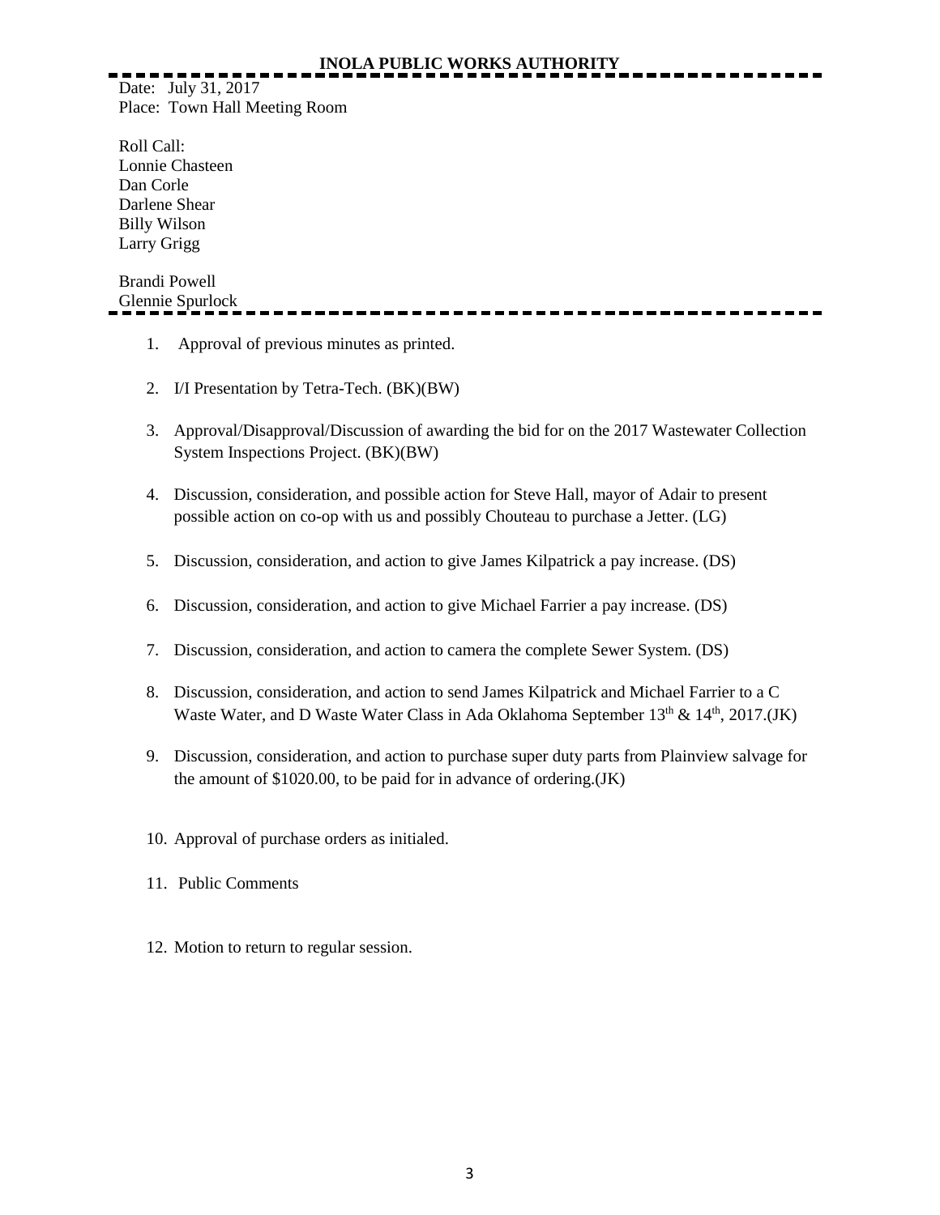## INOLA PUBLIC WORKS AUTHORITY

Date: July 31, 2017
Place: Town Hall Meeting Room

Roll Call:
Lonnie Chasteen
Dan Corle
Darlene Shear
Billy Wilson
Larry Grigg

Brandi Powell
Glennie Spurlock

1. Approval of previous minutes as printed.
2. I/I Presentation by Tetra-Tech. (BK)(BW)
3. Approval/Disapproval/Discussion of awarding the bid for on the 2017 Wastewater Collection System Inspections Project. (BK)(BW)
4. Discussion, consideration, and possible action for Steve Hall, mayor of Adair to present possible action on co-op with us and possibly Chouteau to purchase a Jetter. (LG)
5. Discussion, consideration, and action to give James Kilpatrick a pay increase. (DS)
6. Discussion, consideration, and action to give Michael Farrier a pay increase. (DS)
7. Discussion, consideration, and action to camera the complete Sewer System. (DS)
8. Discussion, consideration, and action to send James Kilpatrick and Michael Farrier to a C Waste Water, and D Waste Water Class in Ada Oklahoma September 13th & 14th, 2017.(JK)
9. Discussion, consideration, and action to purchase super duty parts from Plainview salvage for the amount of $1020.00, to be paid for in advance of ordering.(JK)
10. Approval of purchase orders as initialed.
11. Public Comments
12. Motion to return to regular session.